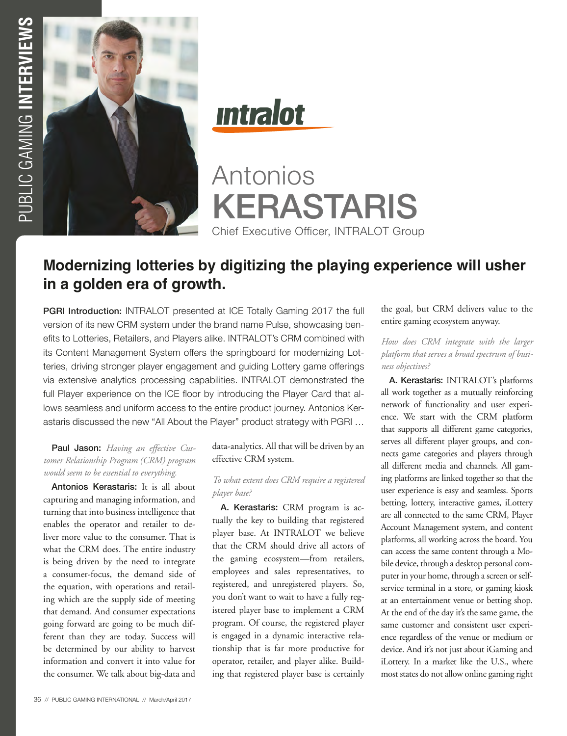# Antonios KERASTARIS

Chief Executive Officer, INTRALOT Group

## Modernizing lotteries by digitizing the playing experience will usher in a golden era of growth.

**PGRI Introduction:** INTRALOT presented at ICE Totally Gaming 2017 the full version of its new CRM system under the brand name Pulse, showcasing benefits to Lotteries, Retailers, and Players alike. INTRALOT's CRM combined with its Content Management System offers the springboard for modernizing Lotteries, driving stronger player engagement and guiding Lottery game offerings via extensive analytics processing capabilities. INTRALOT demonstrated the full Player experience on the ICE floor by introducing the Player Card that allows seamless and uniform access to the entire product journey. Antonios Kerastaris discussed the new "All About the Player" product strategy with PGRI …

**Paul Jason:** *Having an effective Customer Relationship Program (CRM) program would seem to be essential to everything.*

**Antonios Kerastaris:** It is all about capturing and managing information, and turning that into business intelligence that enables the operator and retailer to deliver more value to the consumer. That is what the CRM does. The entire industry is being driven by the need to integrate a consumer-focus, the demand side of the equation, with operations and retailing which are the supply side of meeting that demand. And consumer expectations going forward are going to be much different than they are today. Success will be determined by our ability to harvest information and convert it into value for the consumer. We talk about big-data and data-analytics. All that will be driven by an effective CRM system.

*To what extent does CRM require a registered player base?*

**A. Kerastaris:** CRM program is actually the key to building that registered player base. At INTRALOT we believe that the CRM should drive all actors of the gaming ecosystem—from retailers, employees and sales representatives, to registered, and unregistered players. So, you don't want to wait to have a fully registered player base to implement a CRM program. Of course, the registered player is engaged in a dynamic interactive relationship that is far more productive for operator, retailer, and player alike. Building that registered player base is certainly the goal, but CRM delivers value to the entire gaming ecosystem anyway.

*How does CRM integrate with the larger platform that serves a broad spectrum of business objectives?*

**A. Kerastaris:** INTRALOT's platforms all work together as a mutually reinforcing network of functionality and user experience. We start with the CRM platform that supports all different game categories, serves all different player groups, and connects game categories and players through all different media and channels. All gaming platforms are linked together so that the user experience is easy and seamless. Sports betting, lottery, interactive games, iLottery are all connected to the same CRM, Player Account Management system, and content platforms, all working across the board. You can access the same content through a Mobile device, through a desktop personal computer in your home, through a screen or self-service terminal in a store, or gaming kiosk at an entertainment venue or betting shop. At the end of the day it's the same game, the same customer and consistent user experience regardless of the venue or medium or device. And it's not just about iGaming and iLottery. In a market like the U.S., where most states do not allow online gaming right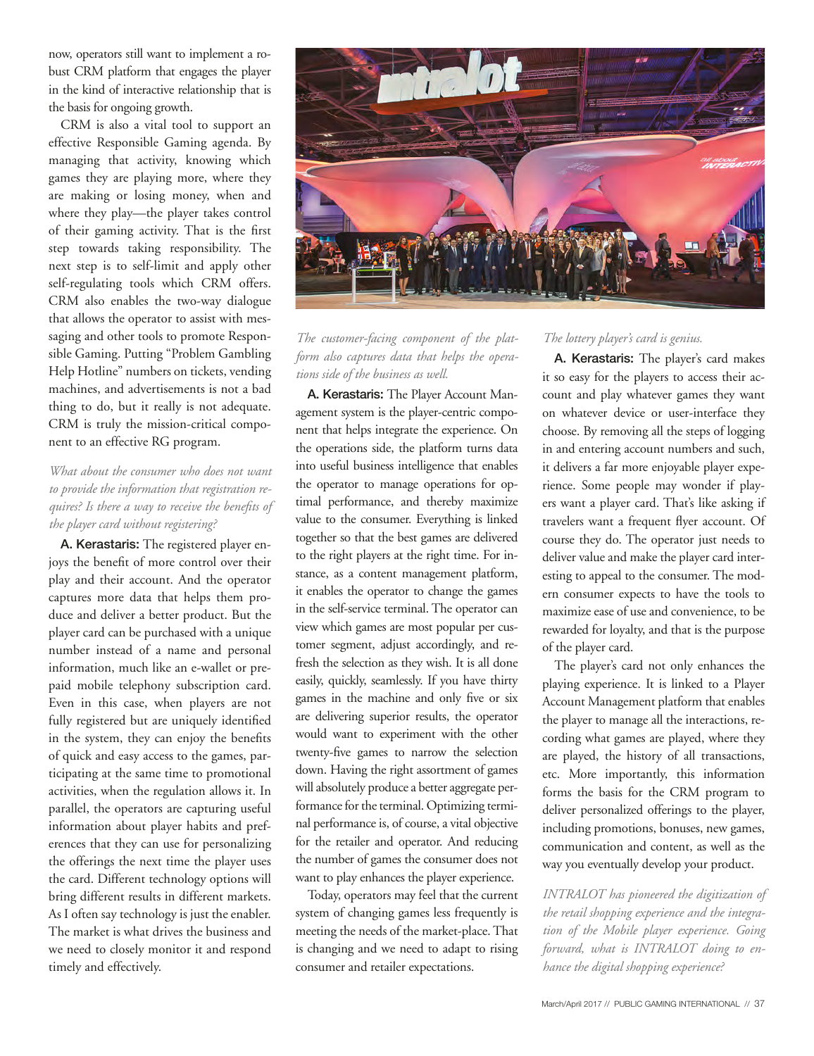now, operators still want to implement a robust CRM platform that engages the player in the kind of interactive relationship that is the basis for ongoing growth.

CRM is also a vital tool to support an effective Responsible Gaming agenda. By managing that activity, knowing which games they are playing more, where they are making or losing money, when and where they play—the player takes control of their gaming activity. That is the first step towards taking responsibility. The next step is to self-limit and apply other self-regulating tools which CRM offers. CRM also enables the two-way dialogue that allows the operator to assist with messaging and other tools to promote Responsible Gaming. Putting "Problem Gambling Help Hotline" numbers on tickets, vending machines, and advertisements is not a bad thing to do, but it really is not adequate. CRM is truly the mission-critical component to an effective RG program.

*What about the consumer who does not want to provide the information that registration requires? Is there a way to receive the benefits of the player card without registering?*

**A. Kerastaris:** The registered player enjoys the benefit of more control over their play and their account. And the operator captures more data that helps them produce and deliver a better product. But the player card can be purchased with a unique number instead of a name and personal information, much like an e-wallet or pre-paid mobile telephony subscription card. Even in this case, when players are not fully registered but are uniquely identified in the system, they can enjoy the benefits of quick and easy access to the games, participating at the same time to promotional activities, when the regulation allows it. In parallel, the operators are capturing useful information about player habits and preferences that they can use for personalizing the offerings the next time the player uses the card. Different technology options will bring different results in different markets. As I often say technology is just the enabler. The market is what drives the business and we need to closely monitor it and respond timely and effectively.

*The customer-facing component of the platform also captures data that helps the operations side of the business as well.*

**A. Kerastaris:** The Player Account Management system is the player-centric component that helps integrate the experience. On the operations side, the platform turns data into useful business intelligence that enables the operator to manage operations for optimal performance, and thereby maximize value to the consumer. Everything is linked together so that the best games are delivered to the right players at the right time. For instance, as a content management platform, it enables the operator to change the games in the self-service terminal. The operator can view which games are most popular per customer segment, adjust accordingly, and refresh the selection as they wish. It is all done easily, quickly, seamlessly. If you have thirty games in the machine and only five or six are delivering superior results, the operator would want to experiment with the other twenty-five games to narrow the selection down. Having the right assortment of games will absolutely produce a better aggregate performance for the terminal. Optimizing terminal performance is, of course, a vital objective for the retailer and operator. And reducing the number of games the consumer does not want to play enhances the player experience.

Today, operators may feel that the current system of changing games less frequently is meeting the needs of the market-place. That is changing and we need to adapt to rising consumer and retailer expectations.

*The lottery player's card is genius.*

**A. Kerastaris:** The player's card makes it so easy for the players to access their account and play whatever games they want on whatever device or user-interface they choose. By removing all the steps of logging in and entering account numbers and such, it delivers a far more enjoyable player experience. Some people may wonder if players want a player card. That's like asking if travelers want a frequent flyer account. Of course they do. The operator just needs to deliver value and make the player card interesting to appeal to the consumer. The modern consumer expects to have the tools to maximize ease of use and convenience, to be rewarded for loyalty, and that is the purpose of the player card.

The player's card not only enhances the playing experience. It is linked to a Player Account Management platform that enables the player to manage all the interactions, recording what games are played, where they are played, the history of all transactions, etc. More importantly, this information forms the basis for the CRM program to deliver personalized offerings to the player, including promotions, bonuses, new games, communication and content, as well as the way you eventually develop your product.

*INTRALOT has pioneered the digitization of the retail shopping experience and the integration of the Mobile player experience. Going forward, what is INTRALOT doing to enhance the digital shopping experience?*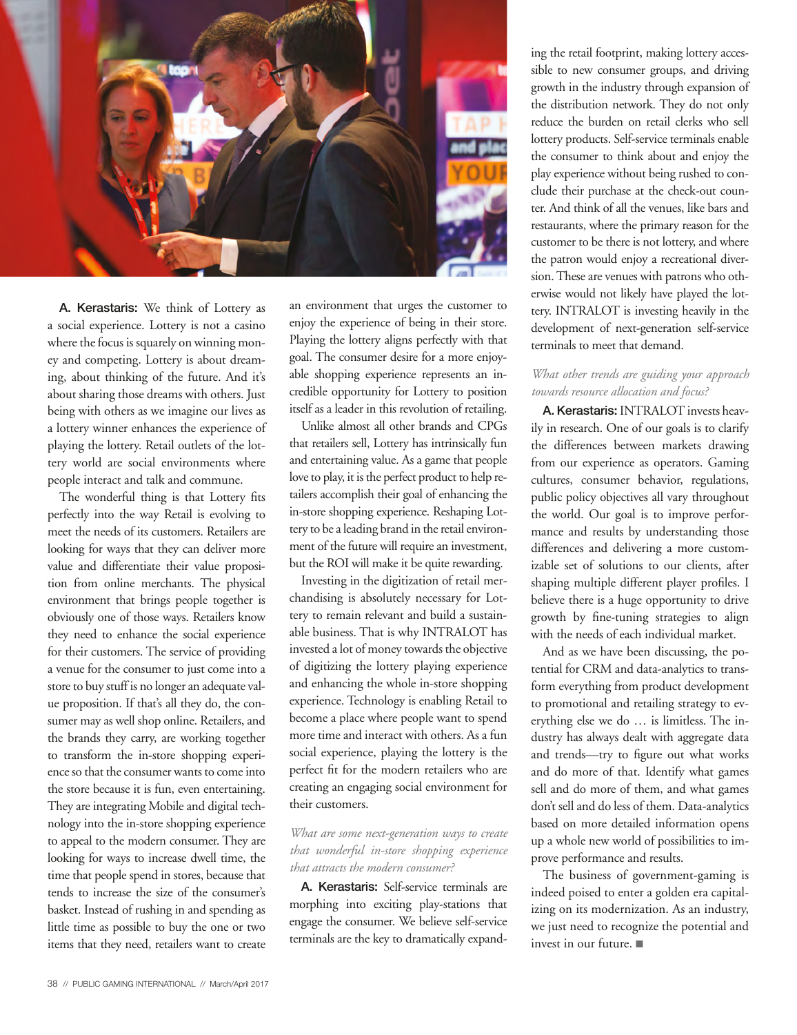**A. Kerastaris:** We think of Lottery as a social experience. Lottery is not a casino where the focus is squarely on winning money and competing. Lottery is about dreaming, about thinking of the future. And it's about sharing those dreams with others. Just being with others as we imagine our lives as a lottery winner enhances the experience of playing the lottery. Retail outlets of the lottery world are social environments where people interact and talk and commune.

The wonderful thing is that Lottery fits perfectly into the way Retail is evolving to meet the needs of its customers. Retailers are looking for ways that they can deliver more value and differentiate their value proposition from online merchants. The physical environment that brings people together is obviously one of those ways. Retailers know they need to enhance the social experience for their customers. The service of providing a venue for the consumer to just come into a store to buy stuff is no longer an adequate value proposition. If that's all they do, the consumer may as well shop online. Retailers, and the brands they carry, are working together to transform the in-store shopping experience so that the consumer wants to come into the store because it is fun, even entertaining. They are integrating Mobile and digital technology into the in-store shopping experience to appeal to the modern consumer. They are looking for ways to increase dwell time, the time that people spend in stores, because that tends to increase the size of the consumer's basket. Instead of rushing in and spending as little time as possible to buy the one or two items that they need, retailers want to create an environment that urges the customer to enjoy the experience of being in their store. Playing the lottery aligns perfectly with that goal. The consumer desire for a more enjoyable shopping experience represents an incredible opportunity for Lottery to position itself as a leader in this revolution of retailing.

Unlike almost all other brands and CPGs that retailers sell, Lottery has intrinsically fun and entertaining value. As a game that people love to play, it is the perfect product to help retailers accomplish their goal of enhancing the in-store shopping experience. Reshaping Lottery to be a leading brand in the retail environment of the future will require an investment, but the ROI will make it be quite rewarding.

Investing in the digitization of retail merchandising is absolutely necessary for Lottery to remain relevant and build a sustainable business. That is why INTRALOT has invested a lot of money towards the objective of digitizing the lottery playing experience and enhancing the whole in-store shopping experience. Technology is enabling Retail to become a place where people want to spend more time and interact with others. As a fun social experience, playing the lottery is the perfect fit for the modern retailers who are creating an engaging social environment for their customers.

*What are some next-generation ways to create that wonderful in-store shopping experience that attracts the modern consumer?*

**A. Kerastaris:** Self-service terminals are morphing into exciting play-stations that engage the consumer. We believe self-service terminals are the key to dramatically expanding the retail footprint, making lottery accessible to new consumer groups, and driving growth in the industry through expansion of the distribution network. They do not only reduce the burden on retail clerks who sell lottery products. Self-service terminals enable the consumer to think about and enjoy the play experience without being rushed to conclude their purchase at the check-out counter. And think of all the venues, like bars and restaurants, where the primary reason for the customer to be there is not lottery, and where the patron would enjoy a recreational diversion. These are venues with patrons who otherwise would not likely have played the lottery. INTRALOT is investing heavily in the development of next-generation self-service terminals to meet that demand.

*What other trends are guiding your approach towards resource allocation and focus?*

**A. Kerastaris:** INTRALOT invests heavily in research. One of our goals is to clarify the differences between markets drawing from our experience as operators. Gaming cultures, consumer behavior, regulations, public policy objectives all vary throughout the world. Our goal is to improve performance and results by understanding those differences and delivering a more customizable set of solutions to our clients, after shaping multiple different player profiles. I believe there is a huge opportunity to drive growth by fine-tuning strategies to align with the needs of each individual market.

And as we have been discussing, the potential for CRM and data-analytics to transform everything from product development to promotional and retailing strategy to everything else we do … is limitless. The industry has always dealt with aggregate data and trends—try to figure out what works and do more of that. Identify what games sell and do more of them, and what games don't sell and do less of them. Data-analytics based on more detailed information opens up a whole new world of possibilities to improve performance and results.

The business of government-gaming is indeed poised to enter a golden era capitalizing on its modernization. As an industry, we just need to recognize the potential and invest in our future. ■